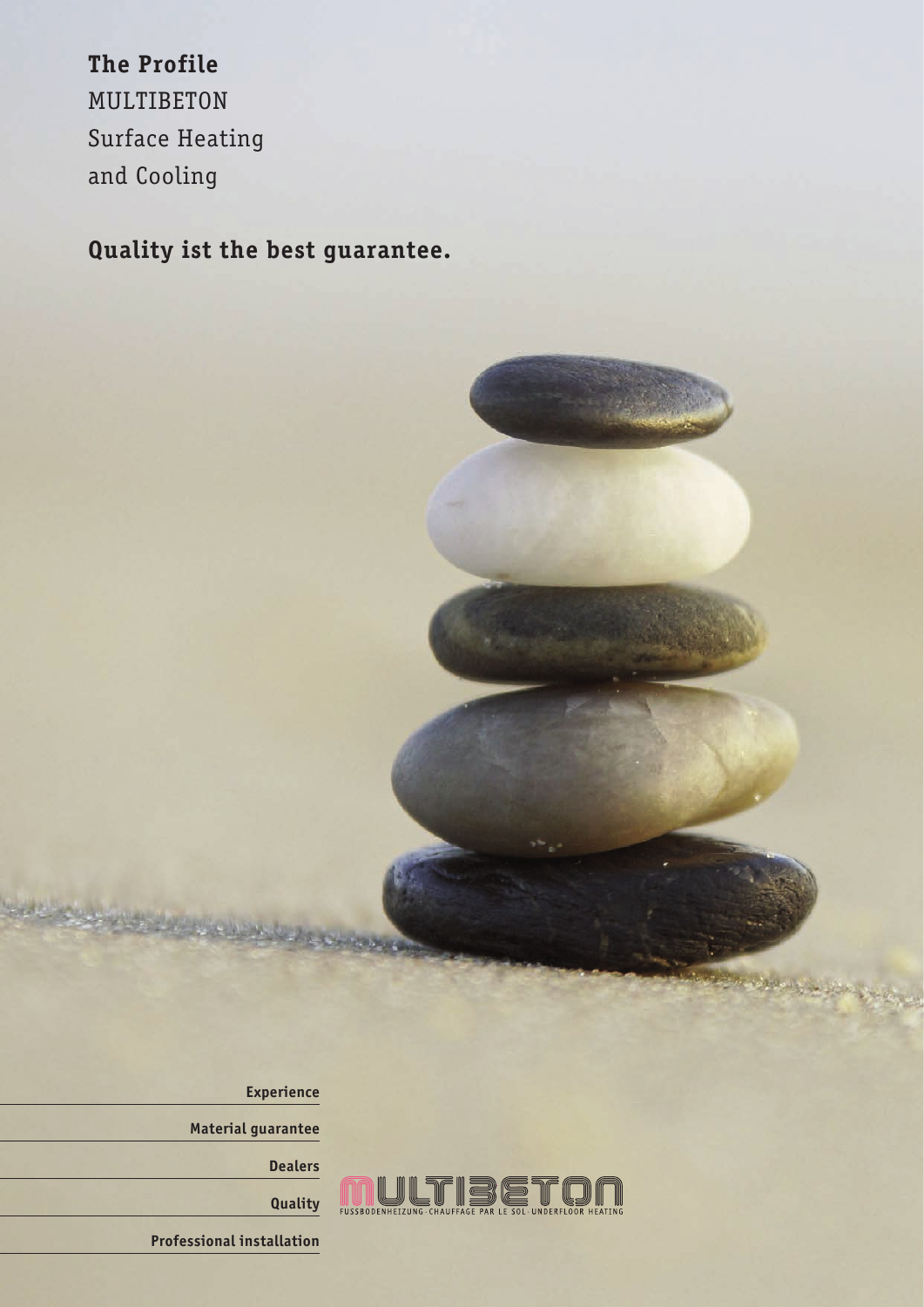# The Profile

MULTIBETON
Surface Heating
and Cooling

## Quality ist the best guarantee.

**Experience**

**Material guarantee**

**Dealers**

**Quality**

**Professional installation**

MULTIBETON
FUSSBODENHEIZUNG · CHAUFFAGE PAR LE SOL · UNDERFLOOR HEATING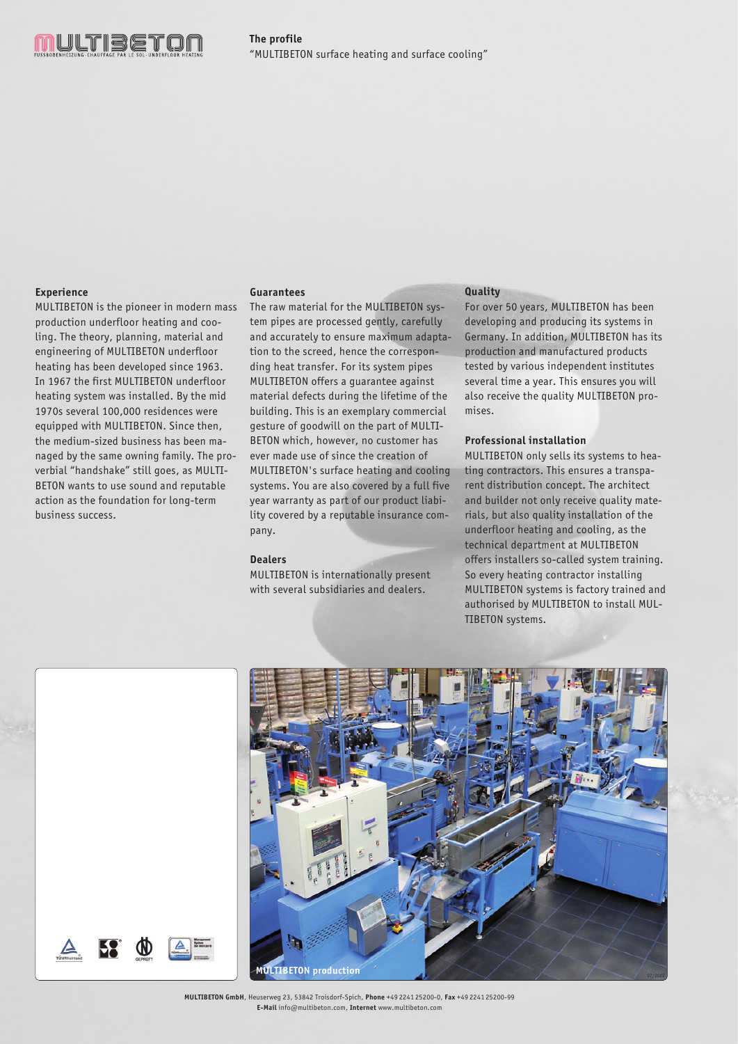**The profile**
"MULTIBETON surface heating and surface cooling"

## Experience

MULTIBETON is the pioneer in modern mass production underfloor heating and cooling. The theory, planning, material and engineering of MULTIBETON underfloor heating has been developed since 1963. In 1967 the first MULTIBETON underfloor heating system was installed. By the mid 1970s several 100,000 residences were equipped with MULTIBETON. Since then, the medium-sized business has been managed by the same owning family. The proverbial "handshake" still goes, as MULTIBETON wants to use sound and reputable action as the foundation for long-term business success.

## Guarantees

The raw material for the MULTIBETON system pipes are processed gently, carefully and accurately to ensure maximum adaptation to the screed, hence the corresponding heat transfer. For its system pipes MULTIBETON offers a guarantee against material defects during the lifetime of the building. This is an exemplary commercial gesture of goodwill on the part of MULTIBETON which, however, no customer has ever made use of since the creation of MULTIBETON's surface heating and cooling systems. You are also covered by a full five year warranty as part of our product liability covered by a reputable insurance company.

## Dealers

MULTIBETON is internationally present with several subsidiaries and dealers.

## Quality

For over 50 years, MULTIBETON has been developing and producing its systems in Germany. In addition, MULTIBETON has its production and manufactured products tested by various independent institutes several time a year. This ensures you will also receive the quality MULTIBETON promises.

## Professional installation

MULTIBETON only sells its systems to heating contractors. This ensures a transparent distribution concept. The architect and builder not only receive quality materials, but also quality installation of the underfloor heating and cooling, as the technical department at MULTIBETON offers installers so-called system training. So every heating contractor installing MULTIBETON systems is factory trained and authorised by MULTIBETON to install MULTIBETON systems.

MULTIBETON production

**MULTIBETON GmbH**, Heuserweg 23, 53842 Troisdorf-Spich, **Phone** +49 2241 25200-0, **Fax** +49 2241 25200-99
**E-Mail** info@multibeton.com, **Internet** www.multibeton.com